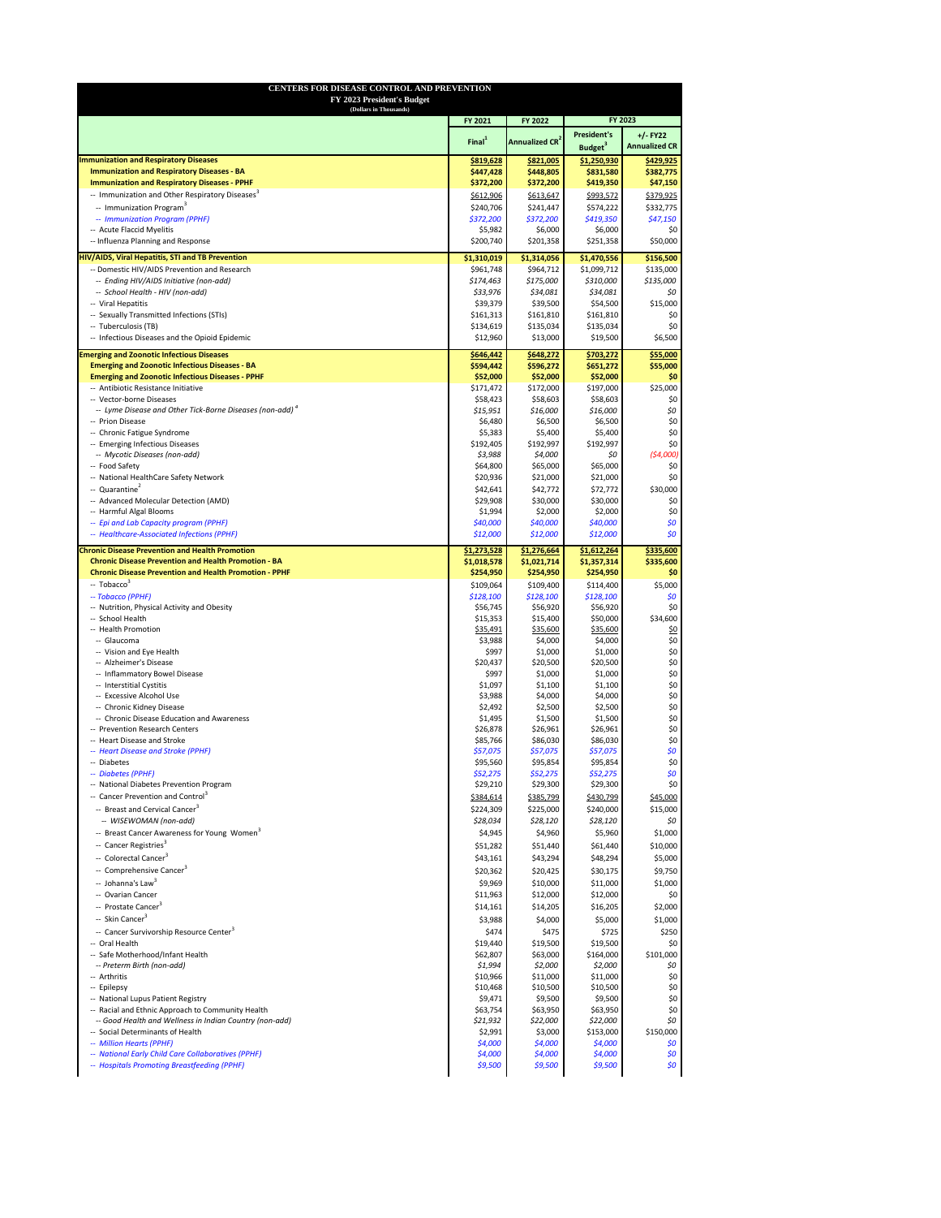**CENTERS FOR DISEASE CONTROL AND PREVENTION**
**FY 2023 President's Budget**
(Dollars in Thousands)

| | FY 2021 | FY 2022 | FY 2023 | |
|---|---|---|---|---|
| | Final[1] | Annualized CR[2] | President's Budget[3] | +/- FY22 Annualized CR |
| **Immunization and Respiratory Diseases** | **$819,628** | **$821,005** | **$1,250,930** | **$429,925** |
| **Immunization and Respiratory Diseases - BA** | **$447,428** | **$448,805** | **$831,580** | **$382,775** |
| **Immunization and Respiratory Diseases - PPHF** | **$372,200** | **$372,200** | **$419,350** | **$47,150** |
| -- Immunization and Other Respiratory Diseases[3] | $612,906 | $613,647 | $993,572 | $379,925 |
| -- Immunization Program[3] | $240,706 | $241,447 | $574,222 | $332,775 |
| *-- Immunization Program (PPHF)* | *$372,200* | *$372,200* | *$419,350* | *$47,150* |
| -- Acute Flaccid Myelitis | $5,982 | $6,000 | $6,000 | $0 |
| -- Influenza Planning and Response | $200,740 | $201,358 | $251,358 | $50,000 |
| **HIV/AIDS, Viral Hepatitis, STI and TB Prevention** | **$1,310,019** | **$1,314,056** | **$1,470,556** | **$156,500** |
| -- Domestic HIV/AIDS Prevention and Research | $961,748 | $964,712 | $1,099,712 | $135,000 |
| *-- Ending HIV/AIDS Initiative (non-add)* | *$174,463* | *$175,000* | *$310,000* | *$135,000* |
| *-- School Health - HIV (non-add)* | *$33,976* | *$34,081* | *$34,081* | *$0* |
| -- Viral Hepatitis | $39,379 | $39,500 | $54,500 | $15,000 |
| -- Sexually Transmitted Infections (STIs) | $161,313 | $161,810 | $161,810 | $0 |
| -- Tuberculosis (TB) | $134,619 | $135,034 | $135,034 | $0 |
| -- Infectious Diseases and the Opioid Epidemic | $12,960 | $13,000 | $19,500 | $6,500 |
| **Emerging and Zoonotic Infectious Diseases** | **$646,442** | **$648,272** | **$703,272** | **$55,000** |
| **Emerging and Zoonotic Infectious Diseases - BA** | **$594,442** | **$596,272** | **$651,272** | **$55,000** |
| **Emerging and Zoonotic Infectious Diseases - PPHF** | **$52,000** | **$52,000** | **$52,000** | **$0** |
| -- Antibiotic Resistance Initiative | $171,472 | $172,000 | $197,000 | $25,000 |
| -- Vector-borne Diseases | $58,423 | $58,603 | $58,603 | $0 |
| *-- Lyme Disease and Other Tick-Borne Diseases (non-add)[4]* | *$15,951* | *$16,000* | *$16,000* | *$0* |
| -- Prion Disease | $6,480 | $6,500 | $6,500 | $0 |
| -- Chronic Fatigue Syndrome | $5,383 | $5,400 | $5,400 | $0 |
| -- Emerging Infectious Diseases | $192,405 | $192,997 | $192,997 | $0 |
| *-- Mycotic Diseases (non-add)* | *$3,988* | *$4,000* | *$0* | *($4,000)* |
| -- Food Safety | $64,800 | $65,000 | $65,000 | $0 |
| -- National HealthCare Safety Network | $20,936 | $21,000 | $21,000 | $0 |
| -- Quarantine[2] | $42,641 | $42,772 | $72,772 | $30,000 |
| -- Advanced Molecular Detection (AMD) | $29,908 | $30,000 | $30,000 | $0 |
| -- Harmful Algal Blooms | $1,994 | $2,000 | $2,000 | $0 |
| *-- Epi and Lab Capacity program (PPHF)* | *$40,000* | *$40,000* | *$40,000* | *$0* |
| *-- Healthcare-Associated Infections (PPHF)* | *$12,000* | *$12,000* | *$12,000* | *$0* |
| **Chronic Disease Prevention and Health Promotion** | **$1,273,528** | **$1,276,664** | **$1,612,264** | **$335,600** |
| **Chronic Disease Prevention and Health Promotion - BA** | **$1,018,578** | **$1,021,714** | **$1,357,314** | **$335,600** |
| **Chronic Disease Prevention and Health Promotion - PPHF** | **$254,950** | **$254,950** | **$254,950** | **$0** |
| -- Tobacco[3] | $109,064 | $109,400 | $114,400 | $5,000 |
| *-- Tobacco (PPHF)* | *$128,100* | *$128,100* | *$128,100* | *$0* |
| -- Nutrition, Physical Activity and Obesity | $56,745 | $56,920 | $56,920 | $0 |
| -- School Health | $15,353 | $15,400 | $50,000 | $34,600 |
| -- Health Promotion | $35,491 | $35,600 | $35,600 | $0 |
| -- Glaucoma | $3,988 | $4,000 | $4,000 | $0 |
| -- Vision and Eye Health | $997 | $1,000 | $1,000 | $0 |
| -- Alzheimer's Disease | $20,437 | $20,500 | $20,500 | $0 |
| -- Inflammatory Bowel Disease | $997 | $1,000 | $1,000 | $0 |
| -- Interstitial Cystitis | $1,097 | $1,100 | $1,100 | $0 |
| -- Excessive Alcohol Use | $3,988 | $4,000 | $4,000 | $0 |
| -- Chronic Kidney Disease | $2,492 | $2,500 | $2,500 | $0 |
| -- Chronic Disease Education and Awareness | $1,495 | $1,500 | $1,500 | $0 |
| -- Prevention Research Centers | $26,878 | $26,961 | $26,961 | $0 |
| -- Heart Disease and Stroke | $85,766 | $86,030 | $86,030 | $0 |
| *-- Heart Disease and Stroke (PPHF)* | *$57,075* | *$57,075* | *$57,075* | *$0* |
| -- Diabetes | $95,560 | $95,854 | $95,854 | $0 |
| *-- Diabetes (PPHF)* | *$52,275* | *$52,275* | *$52,275* | *$0* |
| -- National Diabetes Prevention Program | $29,210 | $29,300 | $29,300 | $0 |
| -- Cancer Prevention and Control[3] | $384,614 | $385,799 | $430,799 | $45,000 |
| -- Breast and Cervical Cancer[3] | $224,309 | $225,000 | $240,000 | $15,000 |
| *-- WISEWOMAN (non-add)* | *$28,034* | *$28,120* | *$28,120* | *$0* |
| -- Breast Cancer Awareness for Young Women[3] | $4,945 | $4,960 | $5,960 | $1,000 |
| -- Cancer Registries[3] | $51,282 | $51,440 | $61,440 | $10,000 |
| -- Colorectal Cancer[3] | $43,161 | $43,294 | $48,294 | $5,000 |
| -- Comprehensive Cancer[3] | $20,362 | $20,425 | $30,175 | $9,750 |
| -- Johanna's Law[3] | $9,969 | $10,000 | $11,000 | $1,000 |
| -- Ovarian Cancer | $11,963 | $12,000 | $12,000 | $0 |
| -- Prostate Cancer[3] | $14,161 | $14,205 | $16,205 | $2,000 |
| -- Skin Cancer[3] | $3,988 | $4,000 | $5,000 | $1,000 |
| -- Cancer Survivorship Resource Center[3] | $474 | $475 | $725 | $250 |
| -- Oral Health | $19,440 | $19,500 | $19,500 | $0 |
| -- Safe Motherhood/Infant Health | $62,807 | $63,000 | $164,000 | $101,000 |
| *-- Preterm Birth (non-add)* | *$1,994* | *$2,000* | *$2,000* | *$0* |
| -- Arthritis | $10,966 | $11,000 | $11,000 | $0 |
| -- Epilepsy | $10,468 | $10,500 | $10,500 | $0 |
| -- National Lupus Patient Registry | $9,471 | $9,500 | $9,500 | $0 |
| -- Racial and Ethnic Approach to Community Health | $63,754 | $63,950 | $63,950 | $0 |
| *-- Good Health and Wellness in Indian Country (non-add)* | *$21,932* | *$22,000* | *$22,000* | *$0* |
| -- Social Determinants of Health | $2,991 | $3,000 | $153,000 | $150,000 |
| *-- Million Hearts (PPHF)* | *$4,000* | *$4,000* | *$4,000* | *$0* |
| *-- National Early Child Care Collaboratives (PPHF)* | *$4,000* | *$4,000* | *$4,000* | *$0* |
| *-- Hospitals Promoting Breastfeeding (PPHF)* | *$9,500* | *$9,500* | *$9,500* | *$0* |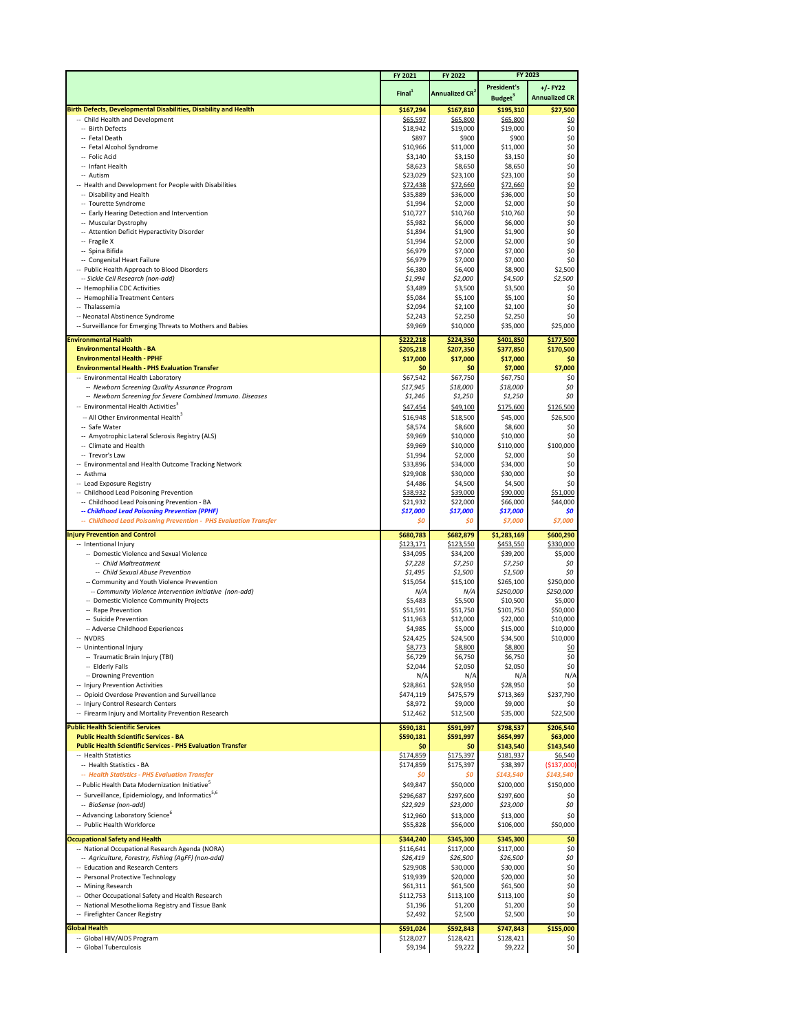| | FY 2021 | FY 2022 | FY 2023 | |
|---|---|---|---|---|
| | Final[1] | Annualized CR[2] | President's Budget[3] | +/- FY22 Annualized CR |
| **Birth Defects, Developmental Disabilities, Disability and Health** | **$167,294** | **$167,810** | **$195,310** | **$27,500** |
| -- Child Health and Development | $65,597 | $65,800 | $65,800 | $0 |
| -- Birth Defects | $18,942 | $19,000 | $19,000 | $0 |
| -- Fetal Death | $897 | $900 | $900 | $0 |
| -- Fetal Alcohol Syndrome | $10,966 | $11,000 | $11,000 | $0 |
| -- Folic Acid | $3,140 | $3,150 | $3,150 | $0 |
| -- Infant Health | $8,623 | $8,650 | $8,650 | $0 |
| -- Autism | $23,029 | $23,100 | $23,100 | $0 |
| -- Health and Development for People with Disabilities | $72,438 | $72,660 | $72,660 | $0 |
| -- Disability and Health | $35,889 | $36,000 | $36,000 | $0 |
| -- Tourette Syndrome | $1,994 | $2,000 | $2,000 | $0 |
| -- Early Hearing Detection and Intervention | $10,727 | $10,760 | $10,760 | $0 |
| -- Muscular Dystrophy | $5,982 | $6,000 | $6,000 | $0 |
| -- Attention Deficit Hyperactivity Disorder | $1,894 | $1,900 | $1,900 | $0 |
| -- Fragile X | $1,994 | $2,000 | $2,000 | $0 |
| -- Spina Bifida | $6,979 | $7,000 | $7,000 | $0 |
| -- Congenital Heart Failure | $6,979 | $7,000 | $7,000 | $0 |
| -- Public Health Approach to Blood Disorders | $6,380 | $6,400 | $8,900 | $2,500 |
| *-- Sickle Cell Research (non-add)* | *$1,994* | *$2,000* | *$4,500* | *$2,500* |
| -- Hemophilia CDC Activities | $3,489 | $3,500 | $3,500 | $0 |
| -- Hemophilia Treatment Centers | $5,084 | $5,100 | $5,100 | $0 |
| -- Thalassemia | $2,094 | $2,100 | $2,100 | $0 |
| -- Neonatal Abstinence Syndrome | $2,243 | $2,250 | $2,250 | $0 |
| -- Surveillance for Emerging Threats to Mothers and Babies | $9,969 | $10,000 | $35,000 | $25,000 |
| **Environmental Health** | **$222,218** | **$224,350** | **$401,850** | **$177,500** |
| **Environmental Health - BA** | **$205,218** | **$207,350** | **$377,850** | **$170,500** |
| **Environmental Health - PPHF** | **$17,000** | **$17,000** | **$17,000** | **$0** |
| **Environmental Health - PHS Evaluation Transfer** | **$0** | **$0** | **$7,000** | **$7,000** |
| -- Environmental Health Laboratory | $67,542 | $67,750 | $67,750 | $0 |
| *-- Newborn Screening Quality Assurance Program* | *$17,945* | *$18,000* | *$18,000* | *$0* |
| *-- Newborn Screening for Severe Combined Immuno. Diseases* | *$1,246* | *$1,250* | *$1,250* | *$0* |
| -- Environmental Health Activities[3] | $47,454 | $49,100 | $175,600 | $126,500 |
| -- All Other Environmental Health[3] | $16,948 | $18,500 | $45,000 | $26,500 |
| -- Safe Water | $8,574 | $8,600 | $8,600 | $0 |
| -- Amyotrophic Lateral Sclerosis Registry (ALS) | $9,969 | $10,000 | $10,000 | $0 |
| -- Climate and Health | $9,969 | $10,000 | $110,000 | $100,000 |
| -- Trevor's Law | $1,994 | $2,000 | $2,000 | $0 |
| -- Environmental and Health Outcome Tracking Network | $33,896 | $34,000 | $34,000 | $0 |
| -- Asthma | $29,908 | $30,000 | $30,000 | $0 |
| -- Lead Exposure Registry | $4,486 | $4,500 | $4,500 | $0 |
| -- Childhood Lead Poisoning Prevention | $38,932 | $39,000 | $90,000 | $51,000 |
| -- Childhood Lead Poisoning Prevention - BA | $21,932 | $22,000 | $66,000 | $44,000 |
| ***-- Childhood Lead Poisoning Prevention (PPHF)*** | ***$17,000*** | ***$17,000*** | ***$17,000*** | ***$0*** |
| ***-- Childhood Lead Poisoning Prevention - PHS Evaluation Transfer*** | ***$0*** | ***$0*** | ***$7,000*** | ***$7,000*** |
| **Injury Prevention and Control** | **$680,783** | **$682,879** | **$1,283,169** | **$600,290** |
| -- Intentional Injury | $123,171 | $123,550 | $453,550 | $330,000 |
| -- Domestic Violence and Sexual Violence | $34,095 | $34,200 | $39,200 | $5,000 |
| *-- Child Maltreatment* | *$7,228* | *$7,250* | *$7,250* | *$0* |
| *-- Child Sexual Abuse Prevention* | *$1,495* | *$1,500* | *$1,500* | *$0* |
| -- Community and Youth Violence Prevention | $15,054 | $15,100 | $265,100 | $250,000 |
| *-- Community Violence Intervention Initiative (non-add)* | *N/A* | *N/A* | *$250,000* | *$250,000* |
| -- Domestic Violence Community Projects | $5,483 | $5,500 | $10,500 | $5,000 |
| -- Rape Prevention | $51,591 | $51,750 | $101,750 | $50,000 |
| -- Suicide Prevention | $11,963 | $12,000 | $22,000 | $10,000 |
| -- Adverse Childhood Experiences | $4,985 | $5,000 | $15,000 | $10,000 |
| -- NVDRS | $24,425 | $24,500 | $34,500 | $10,000 |
| -- Unintentional Injury | $8,773 | $8,800 | $8,800 | $0 |
| -- Traumatic Brain Injury (TBI) | $6,729 | $6,750 | $6,750 | $0 |
| -- Elderly Falls | $2,044 | $2,050 | $2,050 | $0 |
| -- Drowning Prevention | N/A | N/A | N/A | N/A |
| -- Injury Prevention Activities | $28,861 | $28,950 | $28,950 | $0 |
| -- Opioid Overdose Prevention and Surveillance | $474,119 | $475,579 | $713,369 | $237,790 |
| -- Injury Control Research Centers | $8,972 | $9,000 | $9,000 | $0 |
| -- Firearm Injury and Mortality Prevention Research | $12,462 | $12,500 | $35,000 | $22,500 |
| **Public Health Scientific Services** | **$590,181** | **$591,997** | **$798,537** | **$206,540** |
| **Public Health Scientific Services - BA** | **$590,181** | **$591,997** | **$654,997** | **$63,000** |
| **Public Health Scientific Services - PHS Evaluation Transfer** | **$0** | **$0** | **$143,540** | **$143,540** |
| -- Health Statistics | $174,859 | $175,397 | $181,937 | $6,540 |
| -- Health Statistics - BA | $174,859 | $175,397 | $38,397 | ($137,000) |
| ***-- Health Statistics - PHS Evaluation Transfer*** | ***$0*** | ***$0*** | ***$143,540*** | ***$143,540*** |
| -- Public Health Data Modernization Initiative[5] | $49,847 | $50,000 | $200,000 | $150,000 |
| -- Surveillance, Epidemiology, and Informatics[5,6] | $296,687 | $297,600 | $297,600 | $0 |
| *-- BioSense (non-add)* | *$22,929* | *$23,000* | *$23,000* | *$0* |
| -- Advancing Laboratory Science[6] | $12,960 | $13,000 | $13,000 | $0 |
| -- Public Health Workforce | $55,828 | $56,000 | $106,000 | $50,000 |
| **Occupational Safety and Health** | **$344,240** | **$345,300** | **$345,300** | **$0** |
| -- National Occupational Research Agenda (NORA) | $116,641 | $117,000 | $117,000 | $0 |
| *-- Agriculture, Forestry, Fishing (AgFF) (non-add)* | *$26,419* | *$26,500* | *$26,500* | *$0* |
| -- Education and Research Centers | $29,908 | $30,000 | $30,000 | $0 |
| -- Personal Protective Technology | $19,939 | $20,000 | $20,000 | $0 |
| -- Mining Research | $61,311 | $61,500 | $61,500 | $0 |
| -- Other Occupational Safety and Health Research | $112,753 | $113,100 | $113,100 | $0 |
| -- National Mesothelioma Registry and Tissue Bank | $1,196 | $1,200 | $1,200 | $0 |
| -- Firefighter Cancer Registry | $2,492 | $2,500 | $2,500 | $0 |
| **Global Health** | **$591,024** | **$592,843** | **$747,843** | **$155,000** |
| -- Global HIV/AIDS Program | $128,027 | $128,421 | $128,421 | $0 |
| -- Global Tuberculosis | $9,194 | $9,222 | $9,222 | $0 |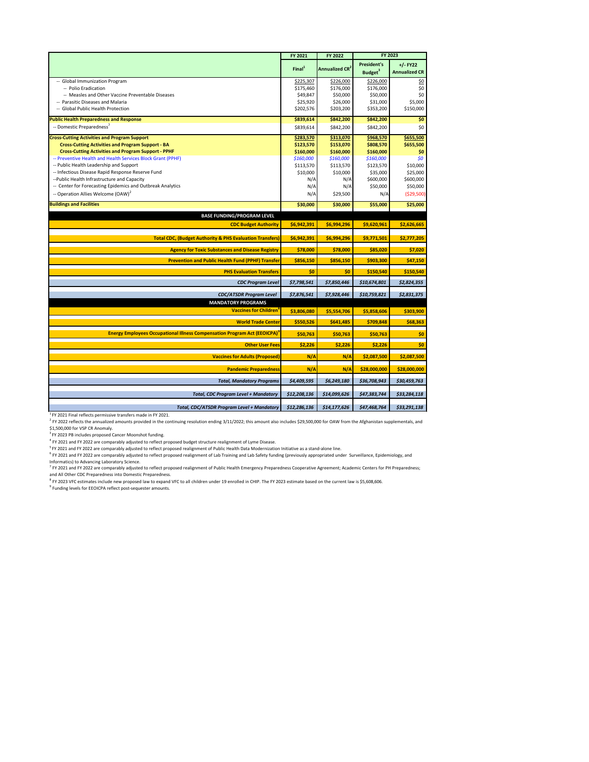| | FY 2021 | FY 2022 | FY 2023 | |
|---|---|---|---|---|
| | Final[1] | Annualized CR[2] | President's Budget[3] | +/- FY22 Annualized CR |
| -- Global Immunization Program | $225,307 | $226,000 | $226,000 | $0 |
| -- Polio Eradication | $175,460 | $176,000 | $176,000 | $0 |
| -- Measles and Other Vaccine Preventable Diseases | $49,847 | $50,000 | $50,000 | $0 |
| -- Parasitic Diseases and Malaria | $25,920 | $26,000 | $31,000 | $5,000 |
| -- Global Public Health Protection | $202,576 | $203,200 | $353,200 | $150,000 |
| **Public Health Preparedness and Response** | **$839,614** | **$842,200** | **$842,200** | **$0** |
| -- Domestic Preparedness[7] | $839,614 | $842,200 | $842,200 | $0 |
| **Cross-Cutting Activities and Program Support** | **$283,570** | **$313,070** | **$968,570** | **$655,500** |
| **Cross-Cutting Activities and Program Support - BA** | **$123,570** | **$153,070** | **$808,570** | **$655,500** |
| **Cross-Cutting Activities and Program Support - PPHF** | **$160,000** | **$160,000** | **$160,000** | **$0** |
| -- Preventive Health and Health Services Block Grant (PPHF) | *$160,000* | *$160,000* | *$160,000* | *$0* |
| -- Public Health Leadership and Support | $113,570 | $113,570 | $123,570 | $10,000 |
| -- Infectious Disease Rapid Response Reserve Fund | $10,000 | $10,000 | $35,000 | $25,000 |
| --Public Health Infrastructure and Capacity | N/A | N/A | $600,000 | $600,000 |
| -- Center for Forecasting Epidemics and Outbreak Analytics | N/A | N/A | $50,000 | $50,000 |
| -- Operation Allies Welcome (OAW)[2] | N/A | $29,500 | N/A | ($29,500) |
| **Buildings and Facilities** | **$30,000** | **$30,000** | **$55,000** | **$25,000** |
| **BASE FUNDING/PROGRAM LEVEL** | | | | |
| **CDC Budget Authority** | **$6,942,391** | **$6,994,296** | **$9,620,961** | **$2,626,665** |
| **Total CDC, (Budget Authority & PHS Evaluation Transfers)** | **$6,942,391** | **$6,994,296** | **$9,771,501** | **$2,777,205** |
| **Agency for Toxic Substances and Disease Registry** | **$78,000** | **$78,000** | **$85,020** | **$7,020** |
| **Prevention and Public Health Fund (PPHF) Transfer** | **$856,150** | **$856,150** | **$903,300** | **$47,150** |
| **PHS Evaluation Transfers** | **$0** | **$0** | **$150,540** | **$150,540** |
| ***CDC Program Level*** | ***$7,798,541*** | ***$7,850,446*** | ***$10,674,801*** | ***$2,824,355*** |
| ***CDC/ATSDR Program Level*** | ***$7,876,541*** | ***$7,928,446*** | ***$10,759,821*** | ***$2,831,375*** |
| **MANDATORY PROGRAMS** | | | | |
| **Vaccines for Children[8]** | **$3,806,080** | **$5,554,706** | **$5,858,606** | **$303,900** |
| **World Trade Center** | **$550,526** | **$641,485** | **$709,848** | **$68,363** |
| **Energy Employees Occupational Illness Compensation Program Act (EEOICPA)[9]** | **$50,763** | **$50,763** | **$50,763** | **$0** |
| **Other User Fees** | **$2,226** | **$2,226** | **$2,226** | **$0** |
| **Vaccines for Adults (Proposed)** | **N/A** | **N/A** | **$2,087,500** | **$2,087,500** |
| **Pandemic Preparedness** | **N/A** | **N/A** | **$28,000,000** | **$28,000,000** |
| ***Total, Mandatory Programs*** | ***$4,409,595*** | ***$6,249,180*** | ***$36,708,943*** | ***$30,459,763*** |
| ***Total, CDC Program Level + Mandatory*** | ***$12,208,136*** | ***$14,099,626*** | ***$47,383,744*** | ***$33,284,118*** |
| ***Total, CDC/ATSDR Program Level + Mandatory*** | ***$12,286,136*** | ***$14,177,626*** | ***$47,468,764*** | ***$33,291,138*** |

[1] FY 2021 Final reflects permissive transfers made in FY 2021.

[2] FY 2022 reflects the annualized amounts provided in the continuing resolution ending 3/11/2022; this amount also includes $29,500,000 for OAW from the Afghanistan supplementals, and $1,500,000 for VSP CR Anomaly.

[3] FY 2023 PB includes proposed Cancer Moonshot funding.

[4] FY 2021 and FY 2022 are comparably adjusted to reflect proposed budget structure realignment of Lyme Disease.

[5] FY 2021 and FY 2022 are comparably adjusted to reflect proposed realignment of Public Health Data Modernization Initiative as a stand-alone line.

[6] FY 2021 and FY 2022 are comparably adjusted to reflect proposed realignment of Lab Training and Lab Safety funding (previously appropriated under Surveillance, Epidemiology, and Informatics) to Advancing Laboratory Science.

[7] FY 2021 and FY 2022 are comparably adjusted to reflect proposed realignment of Public Health Emergency Preparedness Cooperative Agreement; Academic Centers for PH Preparedness; and All Other CDC Preparedness into Domestic Preparedness.

[8] FY 2023 VFC estimates include new proposed law to expand VFC to all children under 19 enrolled in CHIP. The FY 2023 estimate based on the current law is $5,608,606.

[9] Funding levels for EEOICPA reflect post-sequester amounts.